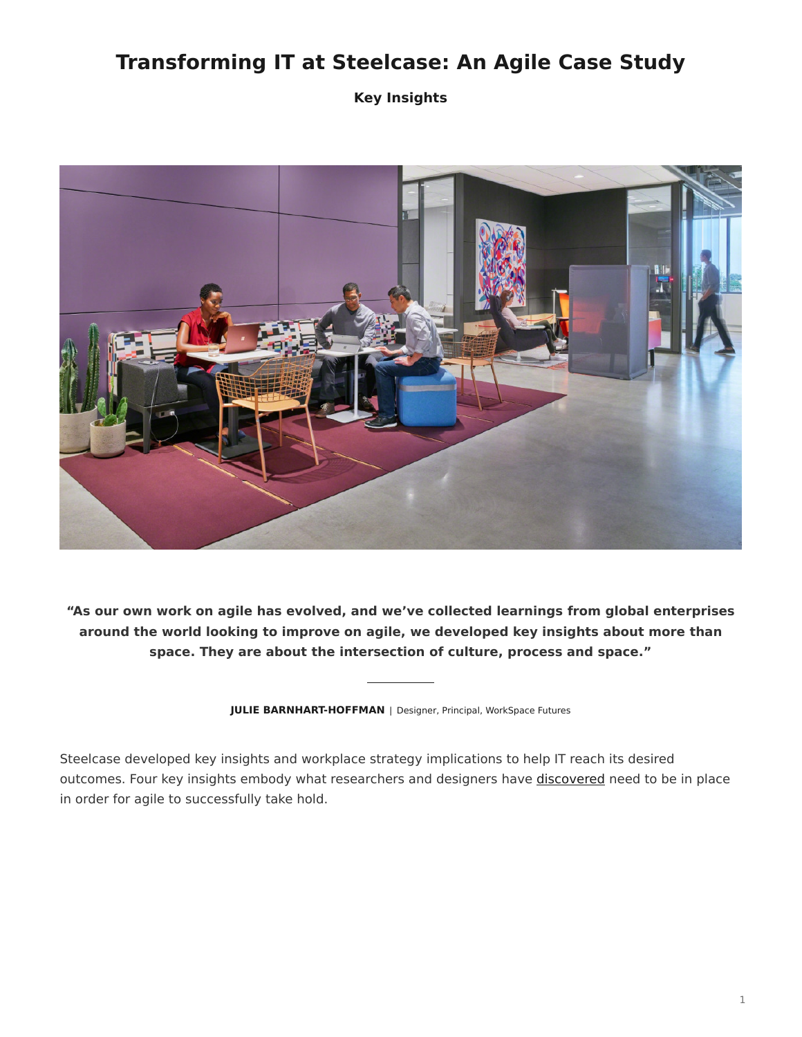# Transforming IT at Steelcase: An Agile Case Study

**Key Insights**

**"As our own work on agile has evolved, and we've collected learnings from global enterprises around the world looking to improve on agile, we developed key insights about more than space. They are about the intersection of culture, process and space."**

**JULIE BARNHART-HOFFMAN** | Designer, Principal, WorkSpace Futures

Steelcase developed key insights and workplace strategy implications to help IT reach its desired outcomes. Four key insights embody what researchers and designers have discovered need to be in place in order for agile to successfully take hold.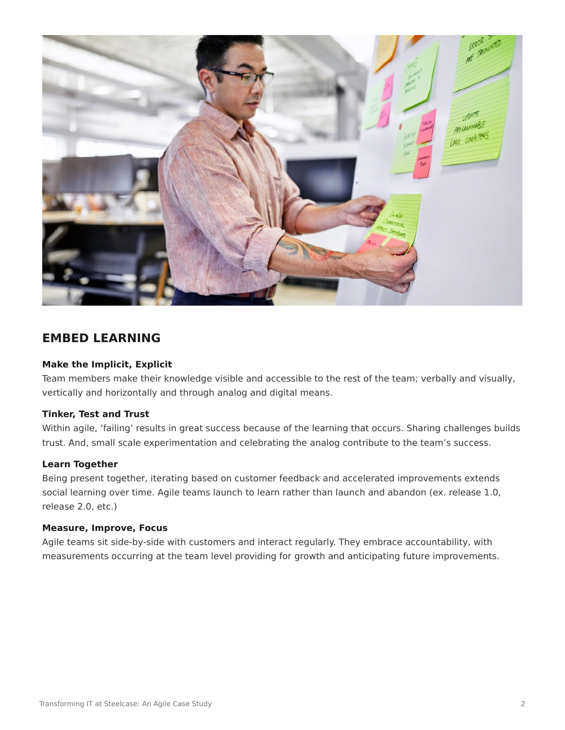## EMBED LEARNING

**Make the Implicit, Explicit**

Team members make their knowledge visible and accessible to the rest of the team; verbally and visually, vertically and horizontally and through analog and digital means.

**Tinker, Test and Trust**

Within agile, ‘failing’ results in great success because of the learning that occurs. Sharing challenges builds trust. And, small scale experimentation and celebrating the analog contribute to the team’s success.

**Learn Together**

Being present together, iterating based on customer feedback and accelerated improvements extends social learning over time. Agile teams launch to learn rather than launch and abandon (ex. release 1.0, release 2.0, etc.)

**Measure, Improve, Focus**

Agile teams sit side-by-side with customers and interact regularly. They embrace accountability, with measurements occurring at the team level providing for growth and anticipating future improvements.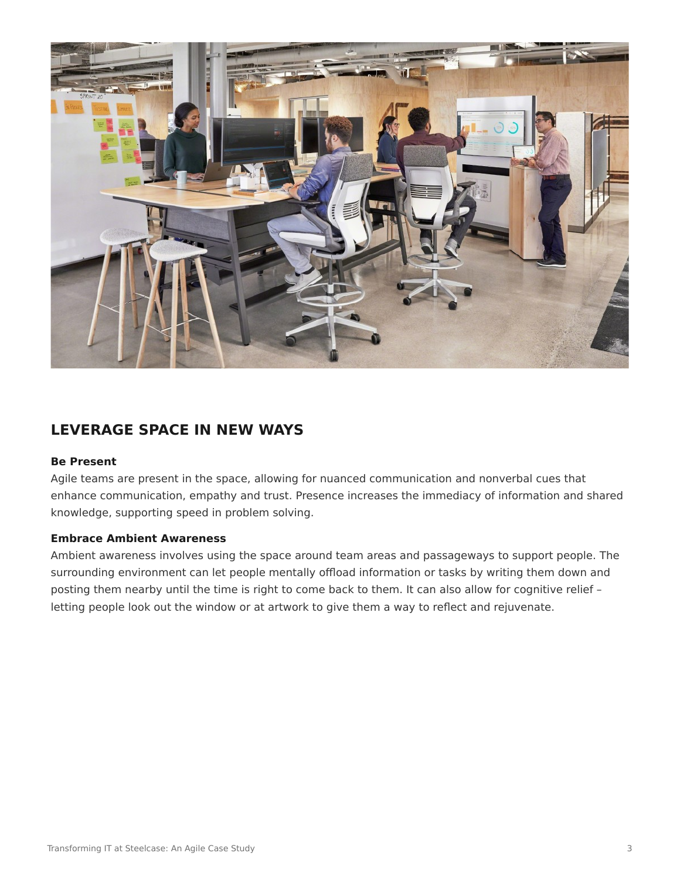## LEVERAGE SPACE IN NEW WAYS

**Be Present**

Agile teams are present in the space, allowing for nuanced communication and nonverbal cues that enhance communication, empathy and trust. Presence increases the immediacy of information and shared knowledge, supporting speed in problem solving.

**Embrace Ambient Awareness**

Ambient awareness involves using the space around team areas and passageways to support people. The surrounding environment can let people mentally offload information or tasks by writing them down and posting them nearby until the time is right to come back to them. It can also allow for cognitive relief – letting people look out the window or at artwork to give them a way to reflect and rejuvenate.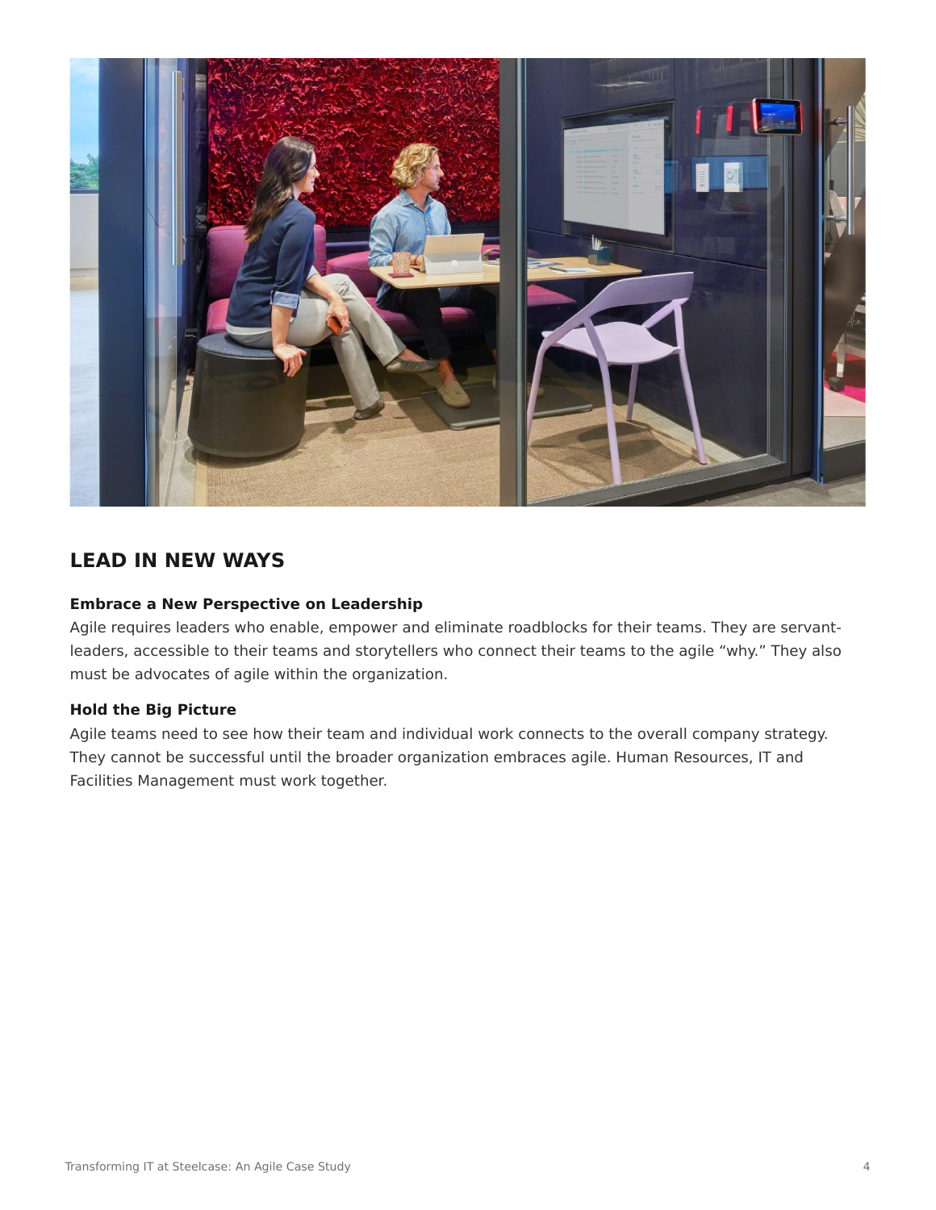## LEAD IN NEW WAYS

**Embrace a New Perspective on Leadership**

Agile requires leaders who enable, empower and eliminate roadblocks for their teams. They are servant-leaders, accessible to their teams and storytellers who connect their teams to the agile "why." They also must be advocates of agile within the organization.

**Hold the Big Picture**

Agile teams need to see how their team and individual work connects to the overall company strategy. They cannot be successful until the broader organization embraces agile. Human Resources, IT and Facilities Management must work together.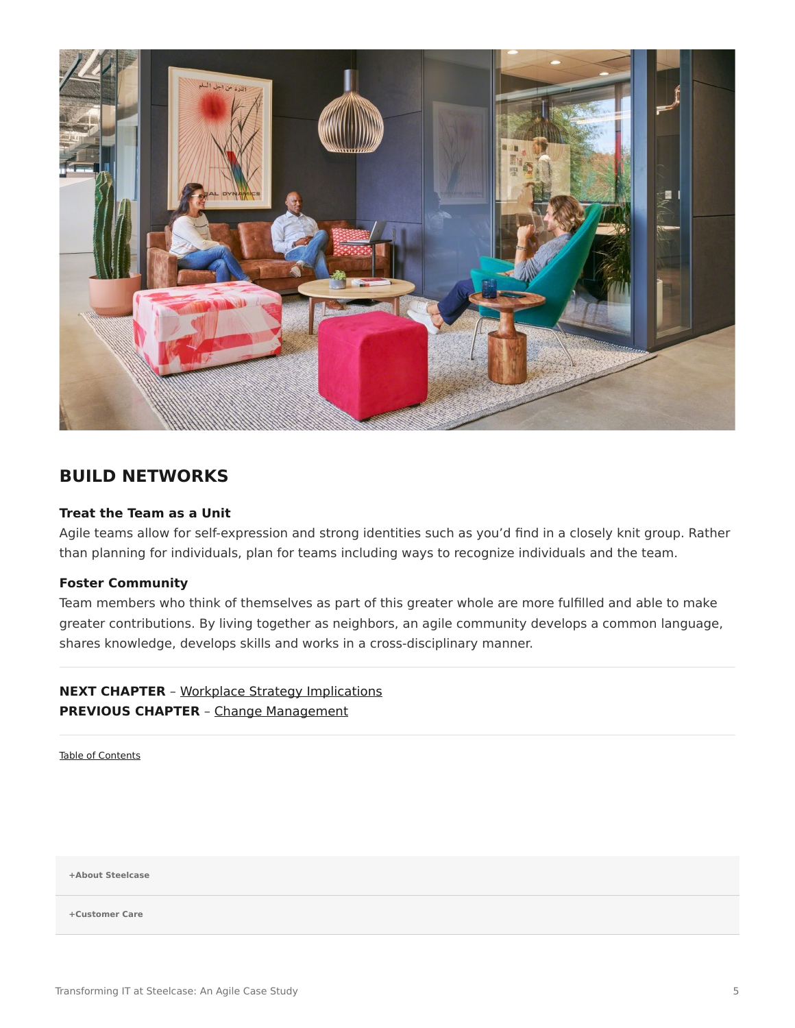## BUILD NETWORKS

**Treat the Team as a Unit**
Agile teams allow for self-expression and strong identities such as you'd find in a closely knit group. Rather than planning for individuals, plan for teams including ways to recognize individuals and the team.

**Foster Community**
Team members who think of themselves as part of this greater whole are more fulfilled and able to make greater contributions. By living together as neighbors, an agile community develops a common language, shares knowledge, develops skills and works in a cross-disciplinary manner.

---

**NEXT CHAPTER** – Workplace Strategy Implications
**PREVIOUS CHAPTER** – Change Management

---

Table of Contents

+About Steelcase

+Customer Care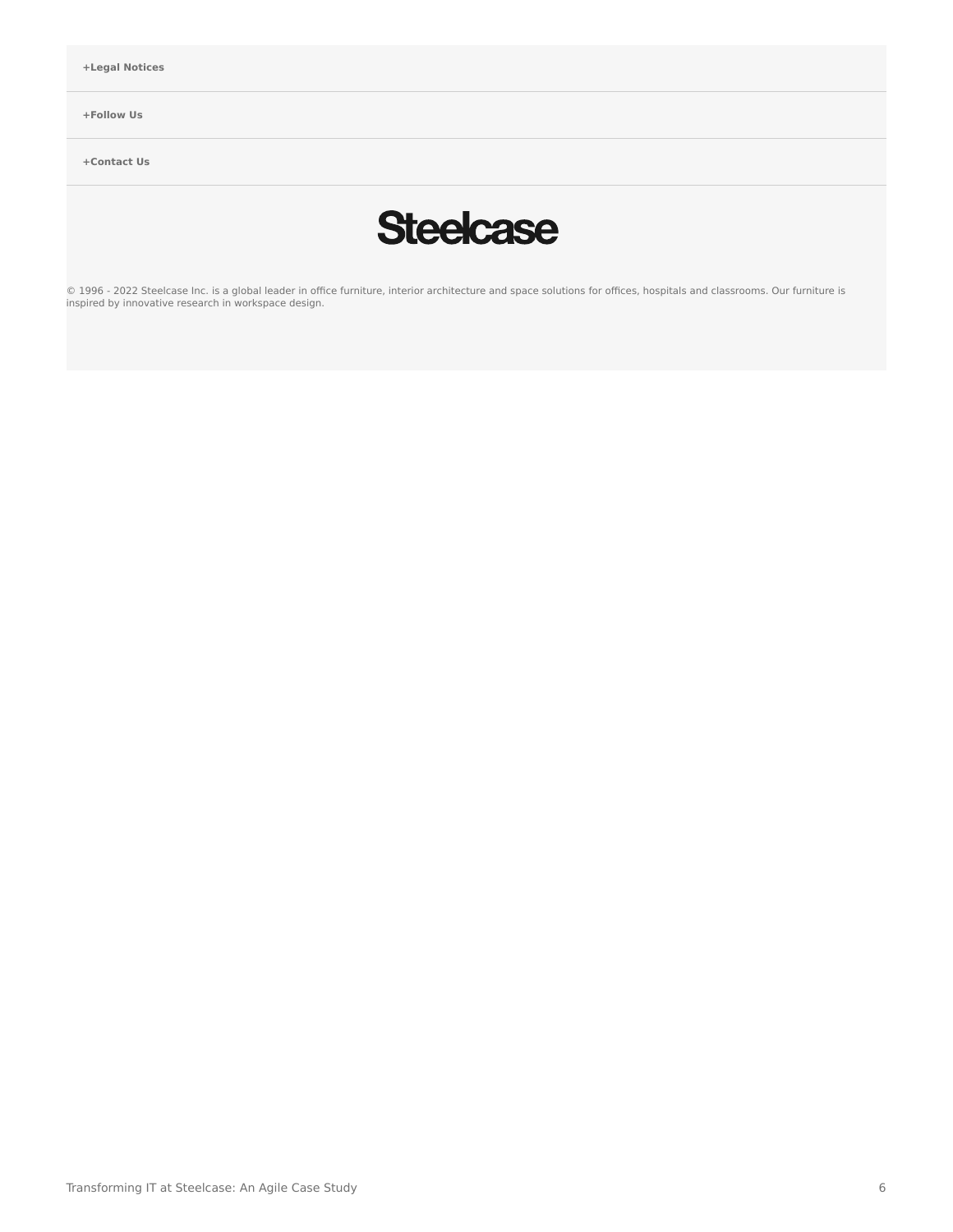**+Legal Notices**

**+Follow Us**

**+Contact Us**

Steelcase

© 1996 - 2022 Steelcase Inc. is a global leader in office furniture, interior architecture and space solutions for offices, hospitals and classrooms. Our furniture is inspired by innovative research in workspace design.